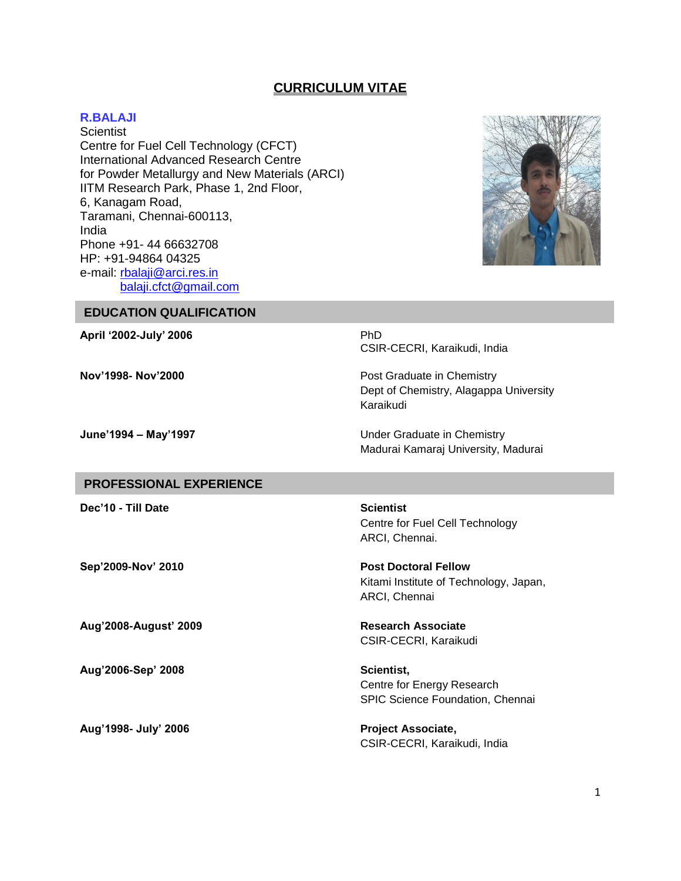# CURRICULUM VITAE

**R.BALAJI**
Scientist
Centre for Fuel Cell Technology (CFCT)
International Advanced Research Centre
for Powder Metallurgy and New Materials (ARCI)
IITM Research Park, Phase 1, 2nd Floor,
6, Kanagam Road,
Taramani, Chennai-600113,
India
Phone +91- 44 66632708
HP: +91-94864 04325
e-mail: rbalaji@arci.res.in
balaji.cfct@gmail.com

## EDUCATION QUALIFICATION

| | |
|---|---|
| **April '2002-July' 2006** | PhD<br>CSIR-CECRI, Karaikudi, India |
| **Nov'1998- Nov'2000** | Post Graduate in Chemistry<br>Dept of Chemistry, Alagappa University<br>Karaikudi |
| **June'1994 – May'1997** | Under Graduate in Chemistry<br>Madurai Kamaraj University, Madurai |

## PROFESSIONAL EXPERIENCE

| | |
|---|---|
| **Dec'10 - Till Date** | **Scientist**<br>Centre for Fuel Cell Technology<br>ARCI, Chennai. |
| **Sep'2009-Nov' 2010** | **Post Doctoral Fellow**<br>Kitami Institute of Technology, Japan,<br>ARCI, Chennai |
| **Aug'2008-August' 2009** | **Research Associate**<br>CSIR-CECRI, Karaikudi |
| **Aug'2006-Sep' 2008** | **Scientist,**<br>Centre for Energy Research<br>SPIC Science Foundation, Chennai |
| **Aug'1998- July' 2006** | **Project Associate,**<br>CSIR-CECRI, Karaikudi, India |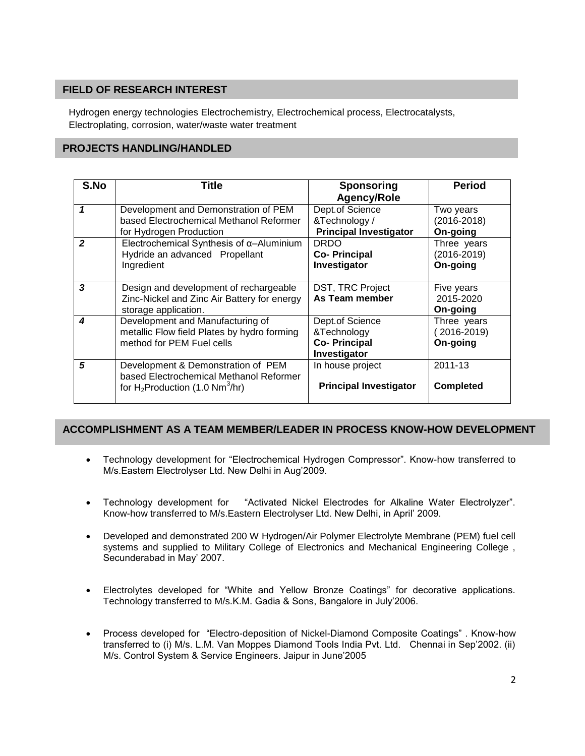## FIELD OF RESEARCH INTEREST

Hydrogen energy technologies Electrochemistry, Electrochemical process, Electrocatalysts, Electroplating, corrosion, water/waste water treatment

## PROJECTS HANDLING/HANDLED

| S.No | Title | Sponsoring Agency/Role | Period |
|---|---|---|---|
| *1* | Development and Demonstration of PEM based Electrochemical Methanol Reformer for Hydrogen Production | Dept.of Science &Technology / **Principal Investigator** | Two years (2016-2018) **On-going** |
| *2* | Electrochemical Synthesis of α–Aluminium Hydride an advanced Propellant Ingredient | DRDO **Co- Principal Investigator** | Three years (2016-2019) **On-going** |
| *3* | Design and development of rechargeable Zinc-Nickel and Zinc Air Battery for energy storage application. | DST, TRC Project **As Team member** | Five years 2015-2020 **On-going** |
| *4* | Development and Manufacturing of metallic Flow field Plates by hydro forming method for PEM Fuel cells | Dept.of Science &Technology **Co- Principal Investigator** | Three years ( 2016-2019) **On-going** |
| *5* | Development & Demonstration of PEM based Electrochemical Methanol Reformer for $H_2$Production (1.0 $Nm^3$/hr) | In house project **Principal Investigator** | 2011-13 **Completed** |

## ACCOMPLISHMENT AS A TEAM MEMBER/LEADER IN PROCESS KNOW-HOW DEVELOPMENT

- Technology development for "Electrochemical Hydrogen Compressor". Know-how transferred to M/s.Eastern Electrolyser Ltd. New Delhi in Aug'2009.
- Technology development for "Activated Nickel Electrodes for Alkaline Water Electrolyzer". Know-how transferred to M/s.Eastern Electrolyser Ltd. New Delhi, in April' 2009.
- Developed and demonstrated 200 W Hydrogen/Air Polymer Electrolyte Membrane (PEM) fuel cell systems and supplied to Military College of Electronics and Mechanical Engineering College , Secunderabad in May' 2007.
- Electrolytes developed for "White and Yellow Bronze Coatings" for decorative applications. Technology transferred to M/s.K.M. Gadia & Sons, Bangalore in July'2006.
- Process developed for "Electro-deposition of Nickel-Diamond Composite Coatings" . Know-how transferred to (i) M/s. L.M. Van Moppes Diamond Tools India Pvt. Ltd. Chennai in Sep'2002. (ii) M/s. Control System & Service Engineers. Jaipur in June'2005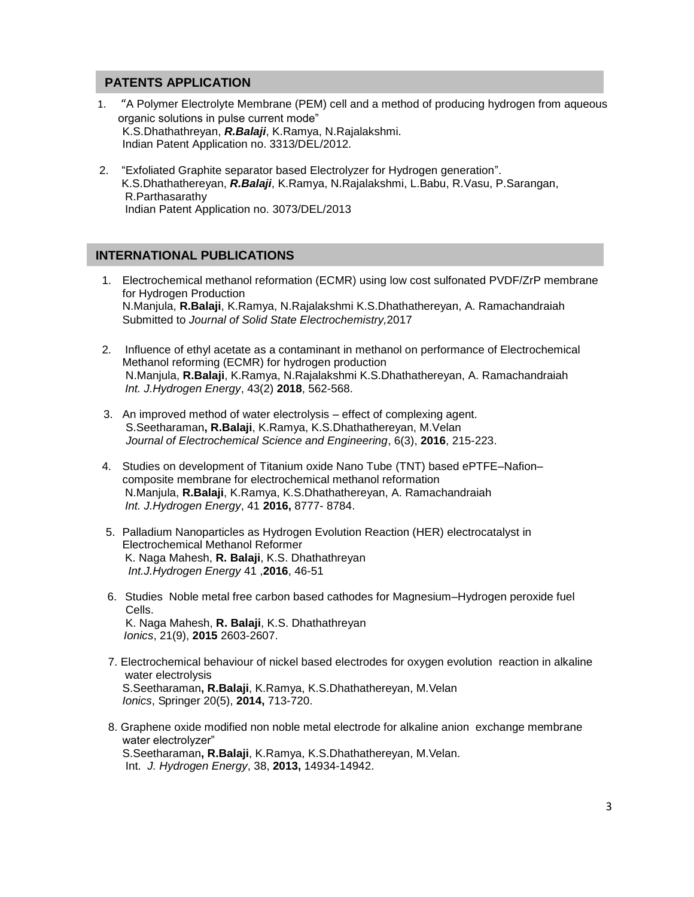## PATENTS APPLICATION

1. “A Polymer Electrolyte Membrane (PEM) cell and a method of producing hydrogen from aqueous organic solutions in pulse current mode”
   K.S.Dhathathreyan, ***R.Balaji***, K.Ramya, N.Rajalakshmi.
   Indian Patent Application no. 3313/DEL/2012.

2. “Exfoliated Graphite separator based Electrolyzer for Hydrogen generation”.
   K.S.Dhathathereyan, ***R.Balaji***, K.Ramya, N.Rajalakshmi, L.Babu, R.Vasu, P.Sarangan, R.Parthasarathy
   Indian Patent Application no. 3073/DEL/2013

## INTERNATIONAL PUBLICATIONS

1. Electrochemical methanol reformation (ECMR) using low cost sulfonated PVDF/ZrP membrane for Hydrogen Production
   N.Manjula, **R.Balaji**, K.Ramya, N.Rajalakshmi K.S.Dhathathereyan, A. Ramachandraiah
   Submitted to *Journal of Solid State Electrochemistry,*2017

2. Influence of ethyl acetate as a contaminant in methanol on performance of Electrochemical Methanol reforming (ECMR) for hydrogen production
   N.Manjula, **R.Balaji**, K.Ramya, N.Rajalakshmi K.S.Dhathathereyan, A. Ramachandraiah
   *Int. J.Hydrogen Energy*, 43(2) **2018**, 562-568.

3. An improved method of water electrolysis – effect of complexing agent.
   S.Seetharaman**, R.Balaji**, K.Ramya, K.S.Dhathathereyan, M.Velan
   *Journal of Electrochemical Science and Engineering*, 6(3), **2016**, 215-223.

4. Studies on development of Titanium oxide Nano Tube (TNT) based ePTFE–Nafion– composite membrane for electrochemical methanol reformation
   N.Manjula, **R.Balaji**, K.Ramya, K.S.Dhathathereyan, A. Ramachandraiah
   *Int. J.Hydrogen Energy*, 41 **2016,** 8777- 8784.

5. Palladium Nanoparticles as Hydrogen Evolution Reaction (HER) electrocatalyst in Electrochemical Methanol Reformer
   K. Naga Mahesh, **R. Balaji**, K.S. Dhathathreyan
   *Int.J.Hydrogen Energy* 41 ,**2016**, 46-51

6. Studies Noble metal free carbon based cathodes for Magnesium–Hydrogen peroxide fuel Cells.
   K. Naga Mahesh, **R. Balaji**, K.S. Dhathathreyan
   *Ionics*, 21(9), **2015** 2603-2607.

7. Electrochemical behaviour of nickel based electrodes for oxygen evolution reaction in alkaline water electrolysis
   S.Seetharaman**, R.Balaji**, K.Ramya, K.S.Dhathathereyan, M.Velan
   *Ionics*, Springer 20(5), **2014,** 713-720.

8. Graphene oxide modified non noble metal electrode for alkaline anion exchange membrane water electrolyzer”
   S.Seetharaman**, R.Balaji**, K.Ramya, K.S.Dhathathereyan, M.Velan.
   Int. *J. Hydrogen Energy*, 38, **2013,** 14934-14942.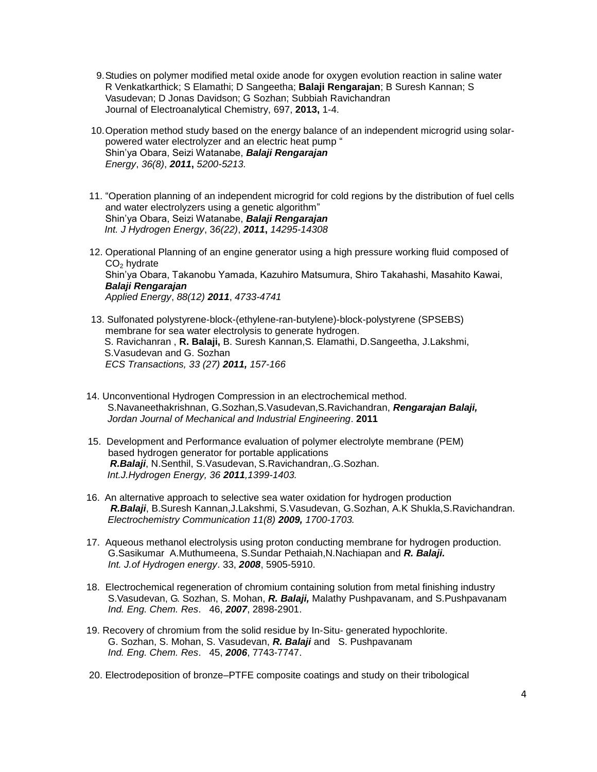9. Studies on polymer modified metal oxide anode for oxygen evolution reaction in saline water
   R Venkatkarthick; S Elamathi; D Sangeetha; **Balaji Rengarajan**; B Suresh Kannan; S Vasudevan; D Jonas Davidson; G Sozhan; Subbiah Ravichandran
   Journal of Electroanalytical Chemistry, 697, **2013,** 1-4.

10. Operation method study based on the energy balance of an independent microgrid using solar-powered water electrolyzer and an electric heat pump "
    Shin'ya Obara, Seizi Watanabe, ***Balaji Rengarajan***
    *Energy*, *36(8)*, ***2011,*** *5200-5213.*

11. "Operation planning of an independent microgrid for cold regions by the distribution of fuel cells and water electrolyzers using a genetic algorithm"
    Shin'ya Obara, Seizi Watanabe, ***Balaji Rengarajan***
    *Int. J Hydrogen Energy*, 3*6(22)*, ***2011,*** *14295-14308*

12. Operational Planning of an engine generator using a high pressure working fluid composed of $CO_2$ hydrate
    Shin'ya Obara, Takanobu Yamada, Kazuhiro Matsumura, Shiro Takahashi, Masahito Kawai, ***Balaji Rengarajan***
    *Applied Energy*, *88(12)* ***2011***, *4733-4741*

13. Sulfonated polystyrene-block-(ethylene-ran-butylene)-block-polystyrene (SPSEBS) membrane for sea water electrolysis to generate hydrogen.
    S. Ravichanran , **R. Balaji,** B. Suresh Kannan,S. Elamathi, D.Sangeetha, J.Lakshmi, S.Vasudevan and G. Sozhan
    *ECS Transactions, 33 (27)* ***2011,*** *157-166*

14. Unconventional Hydrogen Compression in an electrochemical method.
    S.Navaneethakrishnan, G.Sozhan,S.Vasudevan,S.Ravichandran, ***Rengarajan Balaji,***
    *Jordan Journal of Mechanical and Industrial Engineering*. **2011**

15. Development and Performance evaluation of polymer electrolyte membrane (PEM) based hydrogen generator for portable applications
    ***R.Balaji***, N.Senthil, S.Vasudevan, S.Ravichandran,.G.Sozhan.
    *Int.J.Hydrogen Energy, 36* ***2011****,1399-1403.*

16. An alternative approach to selective sea water oxidation for hydrogen production
    ***R.Balaji***, B.Suresh Kannan,J.Lakshmi, S.Vasudevan, G.Sozhan, A.K Shukla,S.Ravichandran.
    *Electrochemistry Communication 11(8)* ***2009,*** *1700-1703.*

17. Aqueous methanol electrolysis using proton conducting membrane for hydrogen production.
    G.Sasikumar A.Muthumeena, S.Sundar Pethaiah,N.Nachiapan and ***R. Balaji.***
    *Int. J.of Hydrogen energy*. 33, ***2008***, 5905-5910.

18. Electrochemical regeneration of chromium containing solution from metal finishing industry
    S.Vasudevan, G. Sozhan, S. Mohan, ***R. Balaji,*** Malathy Pushpavanam, and S.Pushpavanam
    *Ind. Eng. Chem. Res*. 46, ***2007***, 2898-2901.

19. Recovery of chromium from the solid residue by In-Situ- generated hypochlorite.
    G. Sozhan, S. Mohan, S. Vasudevan, ***R. Balaji*** and S. Pushpavanam
    *Ind. Eng. Chem. Res*. 45, ***2006***, 7743-7747.

20. Electrodeposition of bronze–PTFE composite coatings and study on their tribological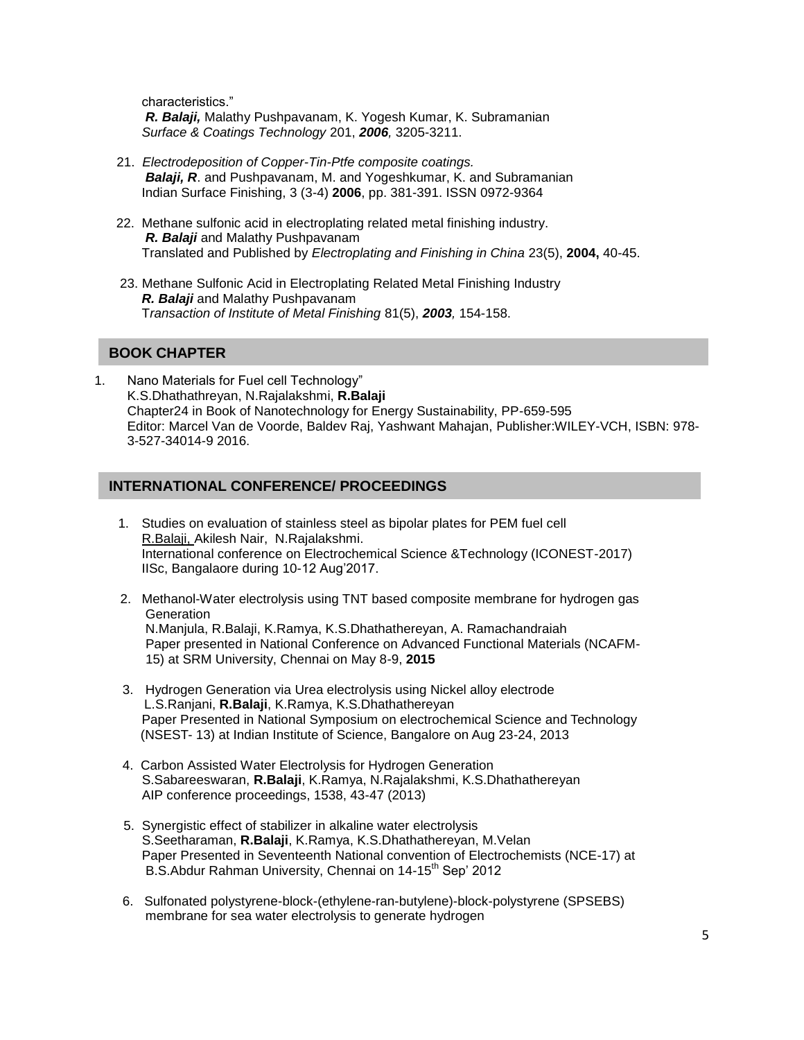characteristics."
***R. Balaji,*** Malathy Pushpavanam, K. Yogesh Kumar, K. Subramanian
*Surface & Coatings Technology* 201, ***2006,*** 3205-3211.

21. *Electrodeposition of Copper-Tin-Ptfe composite coatings.*
***Balaji, R***. and Pushpavanam, M. and Yogeshkumar, K. and Subramanian
Indian Surface Finishing, 3 (3-4) **2006**, pp. 381-391. ISSN 0972-9364

22. Methane sulfonic acid in electroplating related metal finishing industry.
***R. Balaji*** and Malathy Pushpavanam
Translated and Published by *Electroplating and Finishing in China* 23(5), **2004,** 40-45.

23. Methane Sulfonic Acid in Electroplating Related Metal Finishing Industry
***R. Balaji*** and Malathy Pushpavanam
T*ransaction of Institute of Metal Finishing* 81(5), ***2003,*** 154-158.

## BOOK CHAPTER

1. Nano Materials for Fuel cell Technology"
K.S.Dhathathreyan, N.Rajalakshmi, **R.Balaji**
Chapter24 in Book of Nanotechnology for Energy Sustainability, PP-659-595
Editor: Marcel Van de Voorde, Baldev Raj, Yashwant Mahajan, Publisher:WILEY-VCH, ISBN: 978-3-527-34014-9 2016.

## INTERNATIONAL CONFERENCE/ PROCEEDINGS

1. Studies on evaluation of stainless steel as bipolar plates for PEM fuel cell
R.Balaji, Akilesh Nair, N.Rajalakshmi.
International conference on Electrochemical Science &Technology (ICONEST-2017) IISc, Bangalaore during 10-12 Aug'2017.

2. Methanol-Water electrolysis using TNT based composite membrane for hydrogen gas Generation
N.Manjula, R.Balaji, K.Ramya, K.S.Dhathathereyan, A. Ramachandraiah
Paper presented in National Conference on Advanced Functional Materials (NCAFM-15) at SRM University, Chennai on May 8-9, **2015**

3. Hydrogen Generation via Urea electrolysis using Nickel alloy electrode
L.S.Ranjani, **R.Balaji**, K.Ramya, K.S.Dhathathereyan
Paper Presented in National Symposium on electrochemical Science and Technology (NSEST- 13) at Indian Institute of Science, Bangalore on Aug 23-24, 2013

4. Carbon Assisted Water Electrolysis for Hydrogen Generation
S.Sabareeswaran, **R.Balaji**, K.Ramya, N.Rajalakshmi, K.S.Dhathathereyan
AIP conference proceedings, 1538, 43-47 (2013)

5. Synergistic effect of stabilizer in alkaline water electrolysis
S.Seetharaman, **R.Balaji**, K.Ramya, K.S.Dhathathereyan, M.Velan
Paper Presented in Seventeenth National convention of Electrochemists (NCE-17) at B.S.Abdur Rahman University, Chennai on 14-15th Sep' 2012

6. Sulfonated polystyrene-block-(ethylene-ran-butylene)-block-polystyrene (SPSEBS) membrane for sea water electrolysis to generate hydrogen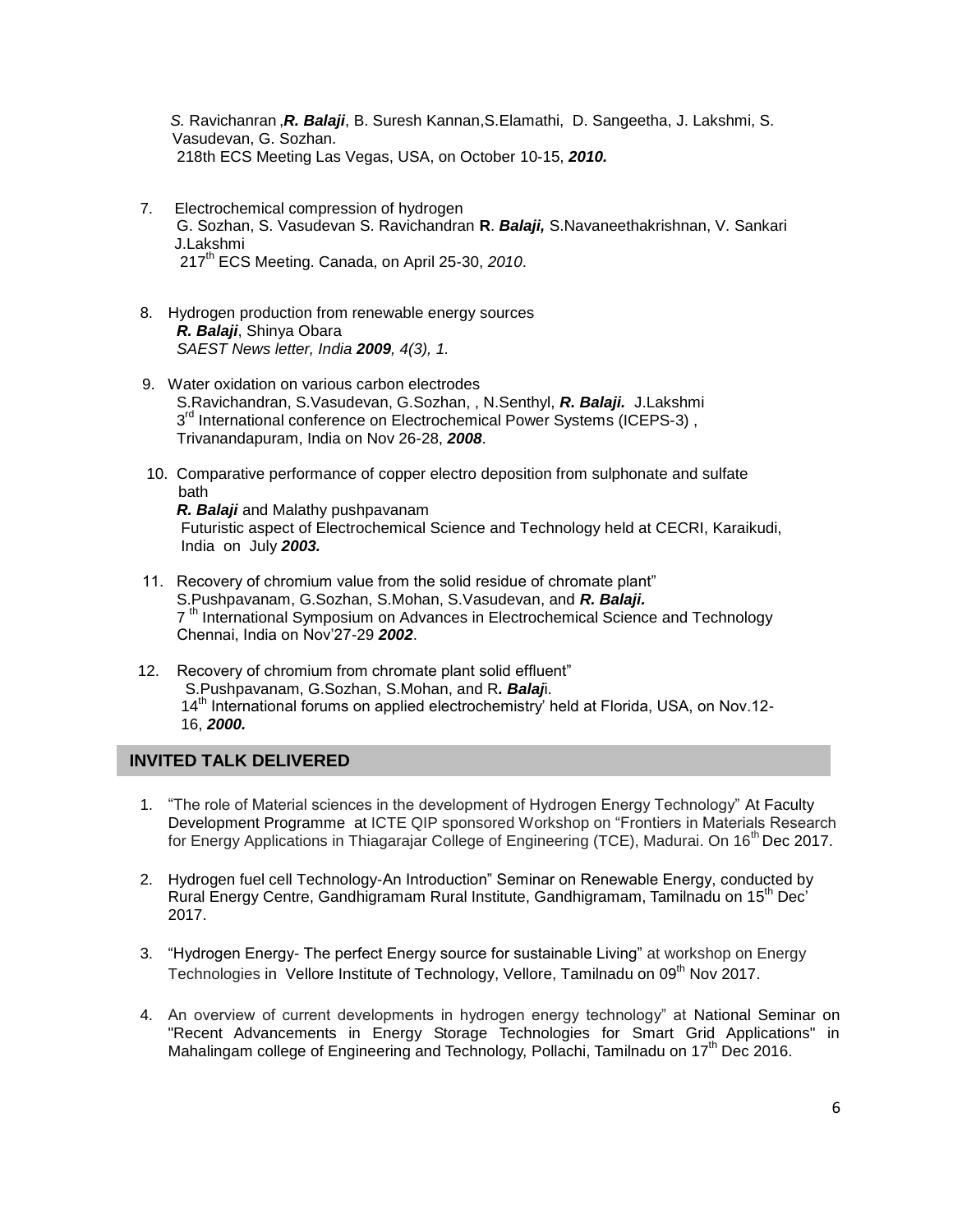*S.* Ravichanran ,***R. Balaji***, B. Suresh Kannan,S.Elamathi, D. Sangeetha, J. Lakshmi, S. Vasudevan, G. Sozhan.
218th ECS Meeting Las Vegas, USA, on October 10-15, ***2010.***

7. Electrochemical compression of hydrogen
   G. Sozhan, S. Vasudevan S. Ravichandran **R**. ***Balaji,*** S.Navaneethakrishnan, V. Sankari J.Lakshmi
   217th ECS Meeting. Canada, on April 25-30, *2010*.

8. Hydrogen production from renewable energy sources
   ***R. Balaji***, Shinya Obara
   *SAEST News letter, India* ***2009****, 4(3), 1.*

9. Water oxidation on various carbon electrodes
   S.Ravichandran, S.Vasudevan, G.Sozhan, , N.Senthyl, ***R. Balaji.*** J.Lakshmi
   3rd International conference on Electrochemical Power Systems (ICEPS-3) , Trivanandapuram, India on Nov 26-28, ***2008***.

10. Comparative performance of copper electro deposition from sulphonate and sulfate bath
    ***R. Balaji*** and Malathy pushpavanam
    Futuristic aspect of Electrochemical Science and Technology held at CECRI, Karaikudi, India on July ***2003.***

11. Recovery of chromium value from the solid residue of chromate plant"
    S.Pushpavanam, G.Sozhan, S.Mohan, S.Vasudevan, and ***R. Balaji.***
    7 th International Symposium on Advances in Electrochemical Science and Technology Chennai, India on Nov'27-29 ***2002***.

12. Recovery of chromium from chromate plant solid effluent"
    S.Pushpavanam, G.Sozhan, S.Mohan, and R***. Balaj***i.
    14th International forums on applied electrochemistry' held at Florida, USA, on Nov.12-16, ***2000.***

## INVITED TALK DELIVERED

1. "The role of Material sciences in the development of Hydrogen Energy Technology" At Faculty Development Programme at ICTE QIP sponsored Workshop on "Frontiers in Materials Research for Energy Applications in Thiagarajar College of Engineering (TCE), Madurai. On 16th Dec 2017.

2. Hydrogen fuel cell Technology-An Introduction" Seminar on Renewable Energy, conducted by Rural Energy Centre, Gandhigramam Rural Institute, Gandhigramam, Tamilnadu on 15th Dec' 2017.

3. "Hydrogen Energy- The perfect Energy source for sustainable Living" at workshop on Energy Technologies in Vellore Institute of Technology, Vellore, Tamilnadu on 09th Nov 2017.

4. An overview of current developments in hydrogen energy technology" at National Seminar on "Recent Advancements in Energy Storage Technologies for Smart Grid Applications" in Mahalingam college of Engineering and Technology, Pollachi, Tamilnadu on 17th Dec 2016.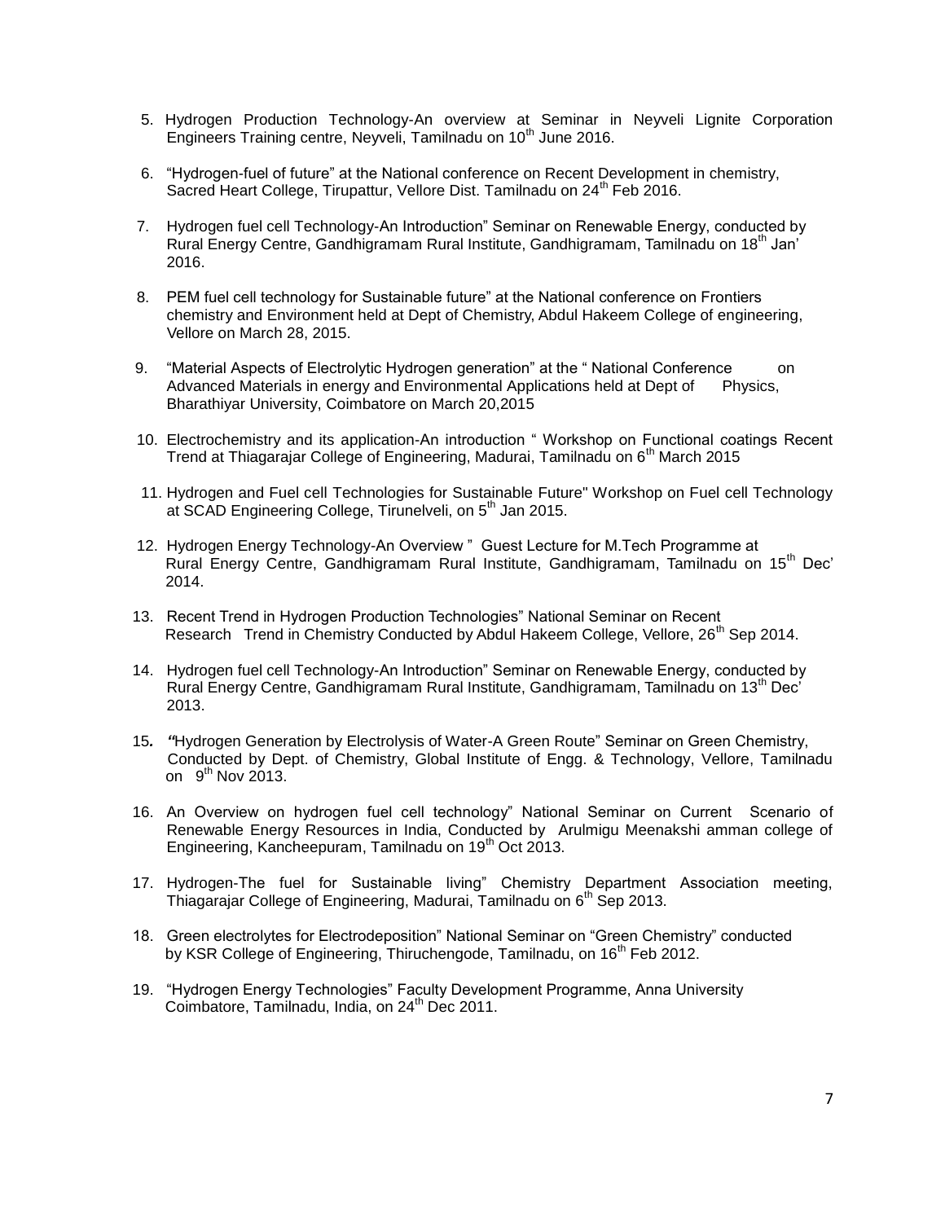5. Hydrogen Production Technology-An overview at Seminar in Neyveli Lignite Corporation Engineers Training centre, Neyveli, Tamilnadu on 10th June 2016.

6. "Hydrogen-fuel of future" at the National conference on Recent Development in chemistry, Sacred Heart College, Tirupattur, Vellore Dist. Tamilnadu on 24th Feb 2016.

7. Hydrogen fuel cell Technology-An Introduction" Seminar on Renewable Energy, conducted by Rural Energy Centre, Gandhigramam Rural Institute, Gandhigramam, Tamilnadu on 18th Jan' 2016.

8. PEM fuel cell technology for Sustainable future" at the National conference on Frontiers chemistry and Environment held at Dept of Chemistry, Abdul Hakeem College of engineering, Vellore on March 28, 2015.

9. "Material Aspects of Electrolytic Hydrogen generation" at the " National Conference on Advanced Materials in energy and Environmental Applications held at Dept of Physics, Bharathiyar University, Coimbatore on March 20,2015

10. Electrochemistry and its application-An introduction " Workshop on Functional coatings Recent Trend at Thiagarajar College of Engineering, Madurai, Tamilnadu on 6th March 2015

11. Hydrogen and Fuel cell Technologies for Sustainable Future" Workshop on Fuel cell Technology at SCAD Engineering College, Tirunelveli, on 5th Jan 2015.

12. Hydrogen Energy Technology-An Overview " Guest Lecture for M.Tech Programme at Rural Energy Centre, Gandhigramam Rural Institute, Gandhigramam, Tamilnadu on 15th Dec' 2014.

13. Recent Trend in Hydrogen Production Technologies" National Seminar on Recent Research Trend in Chemistry Conducted by Abdul Hakeem College, Vellore, 26th Sep 2014.

14. Hydrogen fuel cell Technology-An Introduction" Seminar on Renewable Energy, conducted by Rural Energy Centre, Gandhigramam Rural Institute, Gandhigramam, Tamilnadu on 13th Dec' 2013.

15. "Hydrogen Generation by Electrolysis of Water-A Green Route" Seminar on Green Chemistry, Conducted by Dept. of Chemistry, Global Institute of Engg. & Technology, Vellore, Tamilnadu on 9th Nov 2013.

16. An Overview on hydrogen fuel cell technology" National Seminar on Current Scenario of Renewable Energy Resources in India, Conducted by Arulmigu Meenakshi amman college of Engineering, Kancheepuram, Tamilnadu on 19th Oct 2013.

17. Hydrogen-The fuel for Sustainable living" Chemistry Department Association meeting, Thiagarajar College of Engineering, Madurai, Tamilnadu on 6th Sep 2013.

18. Green electrolytes for Electrodeposition" National Seminar on "Green Chemistry" conducted by KSR College of Engineering, Thiruchengode, Tamilnadu, on 16th Feb 2012.

19. "Hydrogen Energy Technologies" Faculty Development Programme, Anna University Coimbatore, Tamilnadu, India, on 24th Dec 2011.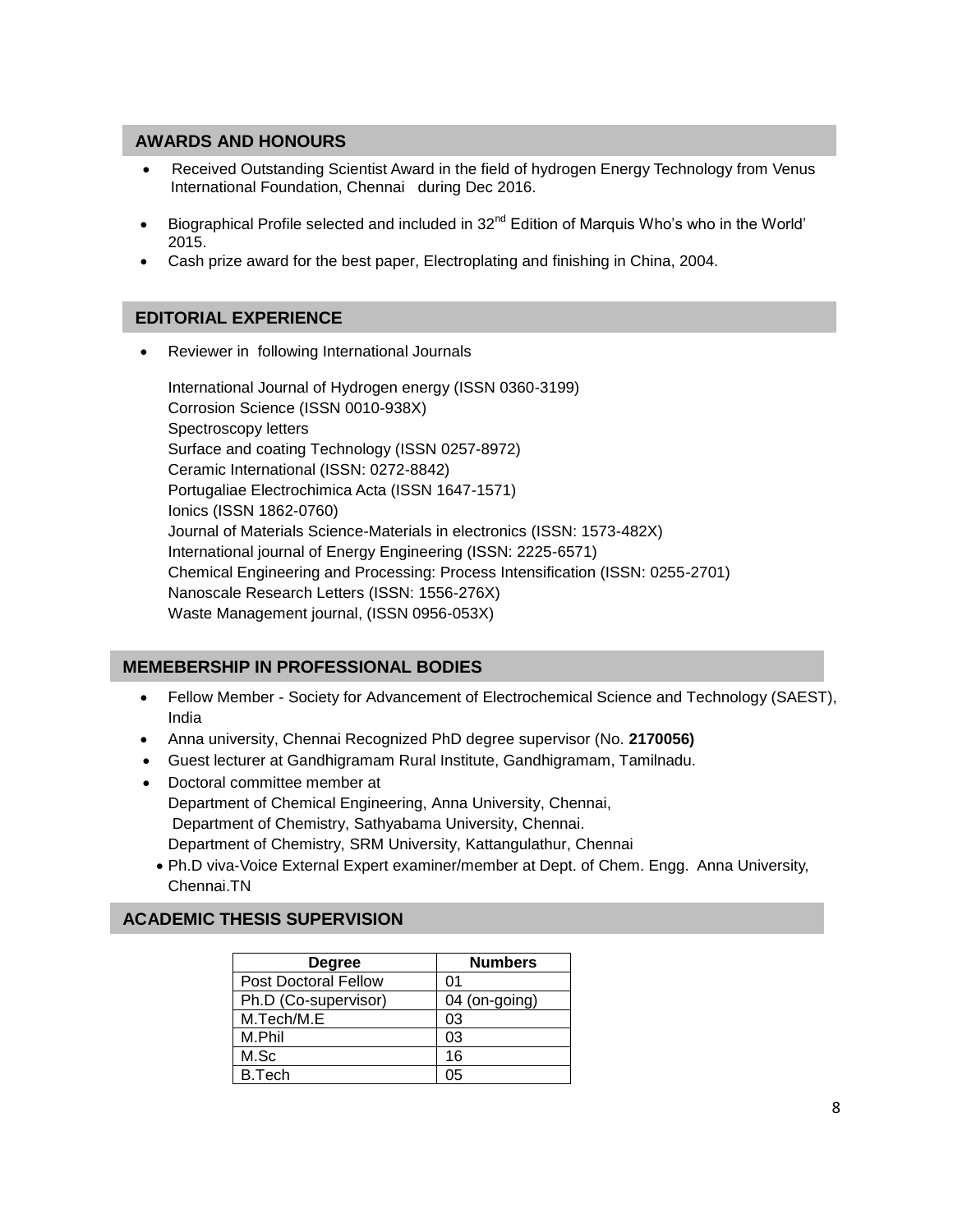## AWARDS AND HONOURS

- Received Outstanding Scientist Award in the field of hydrogen Energy Technology from Venus International Foundation, Chennai during Dec 2016.
- Biographical Profile selected and included in $32^{nd}$ Edition of Marquis Who's who in the World' 2015.
- Cash prize award for the best paper, Electroplating and finishing in China, 2004.

## EDITORIAL EXPERIENCE

- Reviewer in following International Journals

  International Journal of Hydrogen energy (ISSN 0360-3199)
  Corrosion Science (ISSN 0010-938X)
  Spectroscopy letters
  Surface and coating Technology (ISSN 0257-8972)
  Ceramic International (ISSN: 0272-8842)
  Portugaliae Electrochimica Acta (ISSN 1647-1571)
  Ionics (ISSN 1862-0760)
  Journal of Materials Science-Materials in electronics (ISSN: 1573-482X)
  International journal of Energy Engineering (ISSN: 2225-6571)
  Chemical Engineering and Processing: Process Intensification (ISSN: 0255-2701)
  Nanoscale Research Letters (ISSN: 1556-276X)
  Waste Management journal, (ISSN 0956-053X)

## MEMEBERSHIP IN PROFESSIONAL BODIES

- Fellow Member - Society for Advancement of Electrochemical Science and Technology (SAEST), India
- Anna university, Chennai Recognized PhD degree supervisor (No. **2170056)**
- Guest lecturer at Gandhigramam Rural Institute, Gandhigramam, Tamilnadu.
- Doctoral committee member at
  Department of Chemical Engineering, Anna University, Chennai,
  Department of Chemistry, Sathyabama University, Chennai.
  Department of Chemistry, SRM University, Kattangulathur, Chennai
- Ph.D viva-Voice External Expert examiner/member at Dept. of Chem. Engg. Anna University, Chennai.TN

## ACADEMIC THESIS SUPERVISION

| Degree | Numbers |
|---|---|
| Post Doctoral Fellow | 01 |
| Ph.D (Co-supervisor) | 04 (on-going) |
| M.Tech/M.E | 03 |
| M.Phil | 03 |
| M.Sc | 16 |
| B.Tech | 05 |